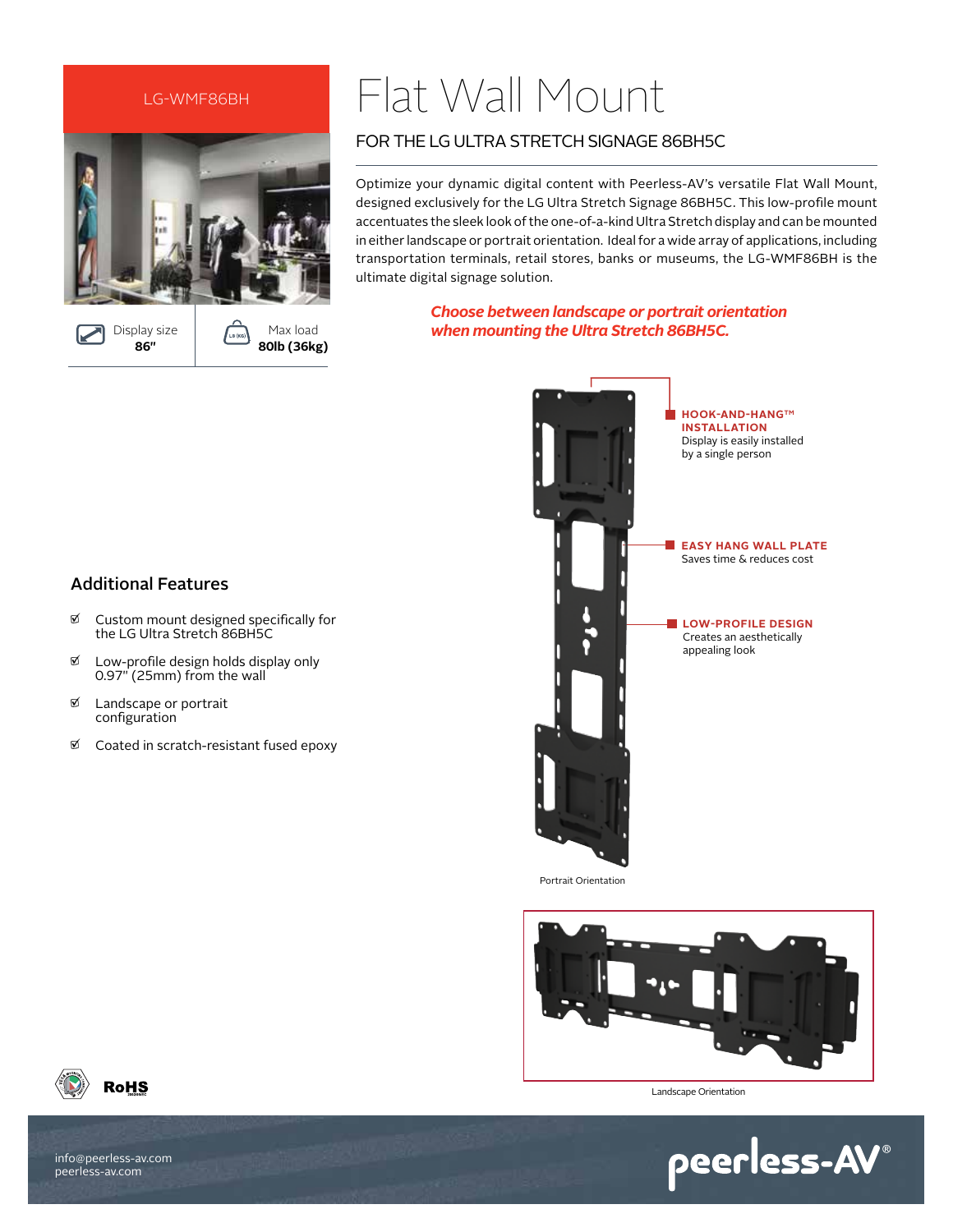LG-WMF86BH

# Flat Wall Mount

## FOR THE LG ULTRA STRETCH SIGNAGE 86BH5C

Optimize your dynamic digital content with Peerless-AV's versatile Flat Wall Mount, designed exclusively for the LG Ultra Stretch Signage 86BH5C. This low-profile mount accentuates the sleek look of the one-of-a-kind Ultra Stretch display and can be mounted in either landscape or portrait orientation. Ideal for a wide array of applications, including transportation terminals, retail stores, banks or museums, the LG-WMF86BH is the ultimate digital signage solution.

Display size **86"**

Max load **80lb (36kg)**

***Choose between landscape or portrait orientation when mounting the Ultra Stretch 86BH5C.***

**HOOK-AND-HANG™ INSTALLATION**
Display is easily installed by a single person

**EASY HANG WALL PLATE**
Saves time & reduces cost

**LOW-PROFILE DESIGN**
Creates an aesthetically appealing look

Portrait Orientation

Landscape Orientation

## Additional Features

- Custom mount designed specifically for the LG Ultra Stretch 86BH5C
- Low-profile design holds display only 0.97" (25mm) from the wall
- Landscape or portrait configuration
- Coated in scratch-resistant fused epoxy

RoHS

info@peerless-av.com
peerless-av.com

peerless-AV®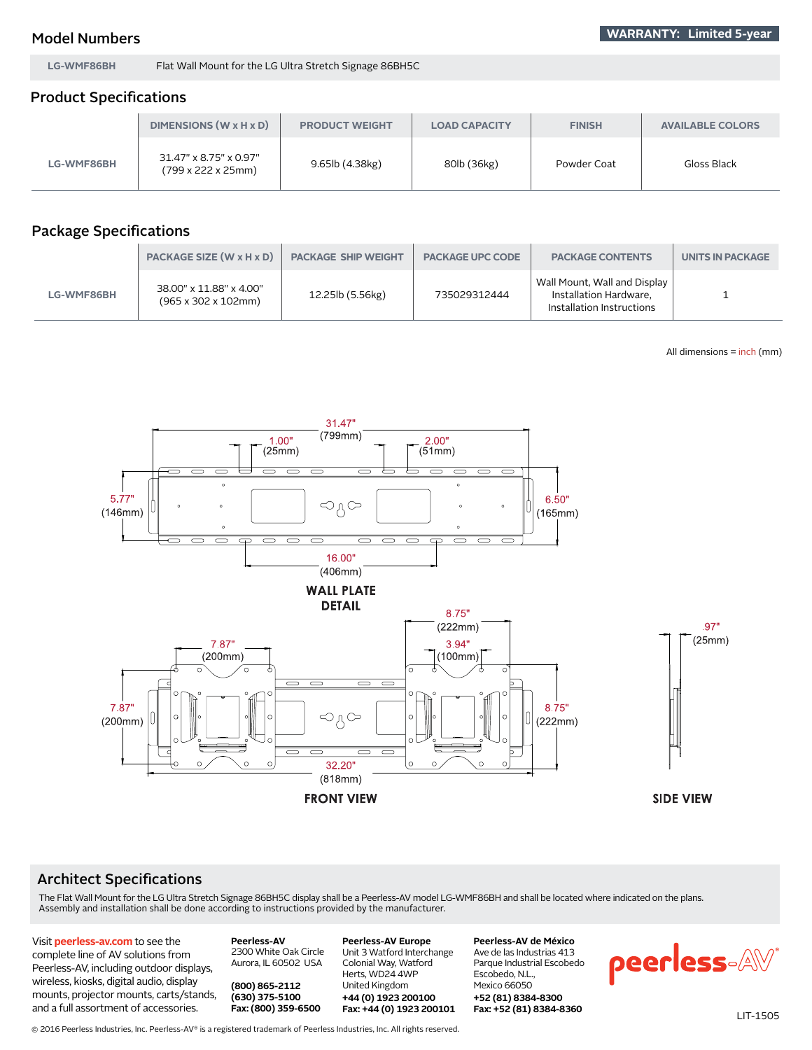## Model Numbers

**WARRANTY: Limited 5-year**

| | |
|---|---|
| LG-WMF86BH | Flat Wall Mount for the LG Ultra Stretch Signage 86BH5C |

## Product Specifications

| | DIMENSIONS (W x H x D) | PRODUCT WEIGHT | LOAD CAPACITY | FINISH | AVAILABLE COLORS |
|---|---|---|---|---|---|
| LG-WMF86BH | 31.47" x 8.75" x 0.97" (799 x 222 x 25mm) | 9.65lb (4.38kg) | 80lb (36kg) | Powder Coat | Gloss Black |

## Package Specifications

| | PACKAGE SIZE (W x H x D) | PACKAGE SHIP WEIGHT | PACKAGE UPC CODE | PACKAGE CONTENTS | UNITS IN PACKAGE |
|---|---|---|---|---|---|
| LG-WMF86BH | 38.00" x 11.88" x 4.00" (965 x 302 x 102mm) | 12.25lb (5.56kg) | 735029312444 | Wall Mount, Wall and Display Installation Hardware, Installation Instructions | 1 |

All dimensions = inch (mm)

31.47" (799mm)
1.00" (25mm)
2.00" (51mm)
5.77" (146mm)
6.50" (165mm)
16.00" (406mm)

WALL PLATE DETAIL

8.75" (222mm)
7.87" (200mm)
3.94" (100mm)
7.87" (200mm)
8.75" (222mm)
32.20" (818mm)

FRONT VIEW

.97" (25mm)

SIDE VIEW

## Architect Specifications

The Flat Wall Mount for the LG Ultra Stretch Signage 86BH5C display shall be a Peerless-AV model LG-WMF86BH and shall be located where indicated on the plans. Assembly and installation shall be done according to instructions provided by the manufacturer.

Visit **peerless-av.com** to see the complete line of AV solutions from Peerless-AV, including outdoor displays, wireless, kiosks, digital audio, display mounts, projector mounts, carts/stands, and a full assortment of accessories.

**Peerless-AV**
2300 White Oak Circle
Aurora, IL 60502 USA

**(800) 865-2112**
**(630) 375-5100**
**Fax: (800) 359-6500**

**Peerless-AV Europe**
Unit 3 Watford Interchange
Colonial Way, Watford
Herts, WD24 4WP
United Kingdom
**+44 (0) 1923 200100**
**Fax: +44 (0) 1923 200101**

**Peerless-AV de México**
Ave de las Industrias 413
Parque Industrial Escobedo
Escobedo, N.L.,
Mexico 66050
**+52 (81) 8384-8300**
**Fax: +52 (81) 8384-8360**

peerless-AV®

LIT-1505

© 2016 Peerless Industries, Inc. Peerless-AV® is a registered trademark of Peerless Industries, Inc. All rights reserved.